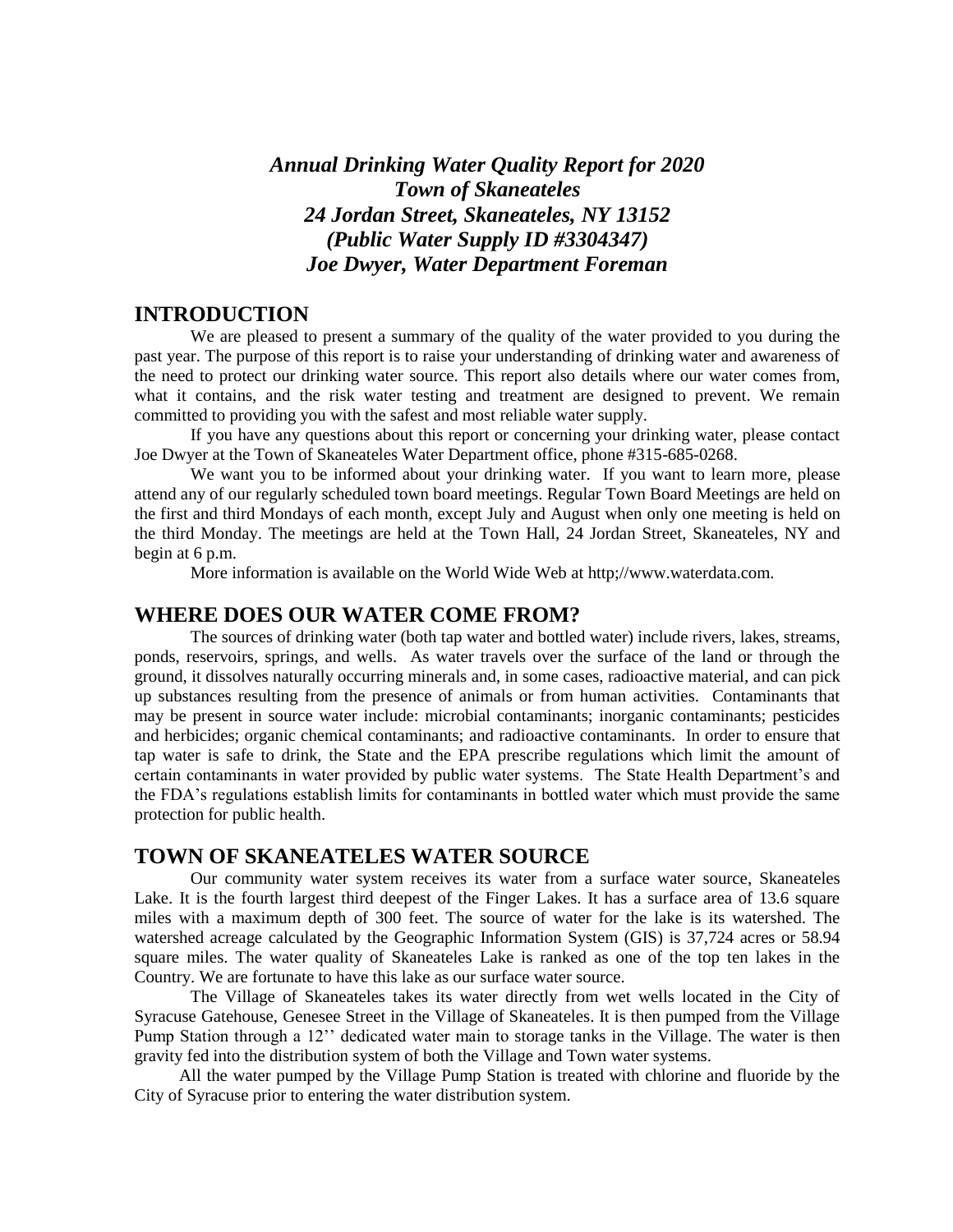# *Annual Drinking Water Quality Report for 2020*
# *Town of Skaneateles*
# *24 Jordan Street, Skaneateles, NY 13152*
# *(Public Water Supply ID #3304347)*
# *Joe Dwyer, Water Department Foreman*

## INTRODUCTION

We are pleased to present a summary of the quality of the water provided to you during the past year. The purpose of this report is to raise your understanding of drinking water and awareness of the need to protect our drinking water source. This report also details where our water comes from, what it contains, and the risk water testing and treatment are designed to prevent. We remain committed to providing you with the safest and most reliable water supply.

If you have any questions about this report or concerning your drinking water, please contact Joe Dwyer at the Town of Skaneateles Water Department office, phone #315-685-0268.

We want you to be informed about your drinking water. If you want to learn more, please attend any of our regularly scheduled town board meetings. Regular Town Board Meetings are held on the first and third Mondays of each month, except July and August when only one meeting is held on the third Monday. The meetings are held at the Town Hall, 24 Jordan Street, Skaneateles, NY and begin at 6 p.m.

More information is available on the World Wide Web at http;//www.waterdata.com.

## WHERE DOES OUR WATER COME FROM?

The sources of drinking water (both tap water and bottled water) include rivers, lakes, streams, ponds, reservoirs, springs, and wells. As water travels over the surface of the land or through the ground, it dissolves naturally occurring minerals and, in some cases, radioactive material, and can pick up substances resulting from the presence of animals or from human activities. Contaminants that may be present in source water include: microbial contaminants; inorganic contaminants; pesticides and herbicides; organic chemical contaminants; and radioactive contaminants. In order to ensure that tap water is safe to drink, the State and the EPA prescribe regulations which limit the amount of certain contaminants in water provided by public water systems. The State Health Department's and the FDA's regulations establish limits for contaminants in bottled water which must provide the same protection for public health.

## TOWN OF SKANEATELES WATER SOURCE

Our community water system receives its water from a surface water source, Skaneateles Lake. It is the fourth largest third deepest of the Finger Lakes. It has a surface area of 13.6 square miles with a maximum depth of 300 feet. The source of water for the lake is its watershed. The watershed acreage calculated by the Geographic Information System (GIS) is 37,724 acres or 58.94 square miles. The water quality of Skaneateles Lake is ranked as one of the top ten lakes in the Country. We are fortunate to have this lake as our surface water source.

The Village of Skaneateles takes its water directly from wet wells located in the City of Syracuse Gatehouse, Genesee Street in the Village of Skaneateles. It is then pumped from the Village Pump Station through a 12'' dedicated water main to storage tanks in the Village. The water is then gravity fed into the distribution system of both the Village and Town water systems.

All the water pumped by the Village Pump Station is treated with chlorine and fluoride by the City of Syracuse prior to entering the water distribution system.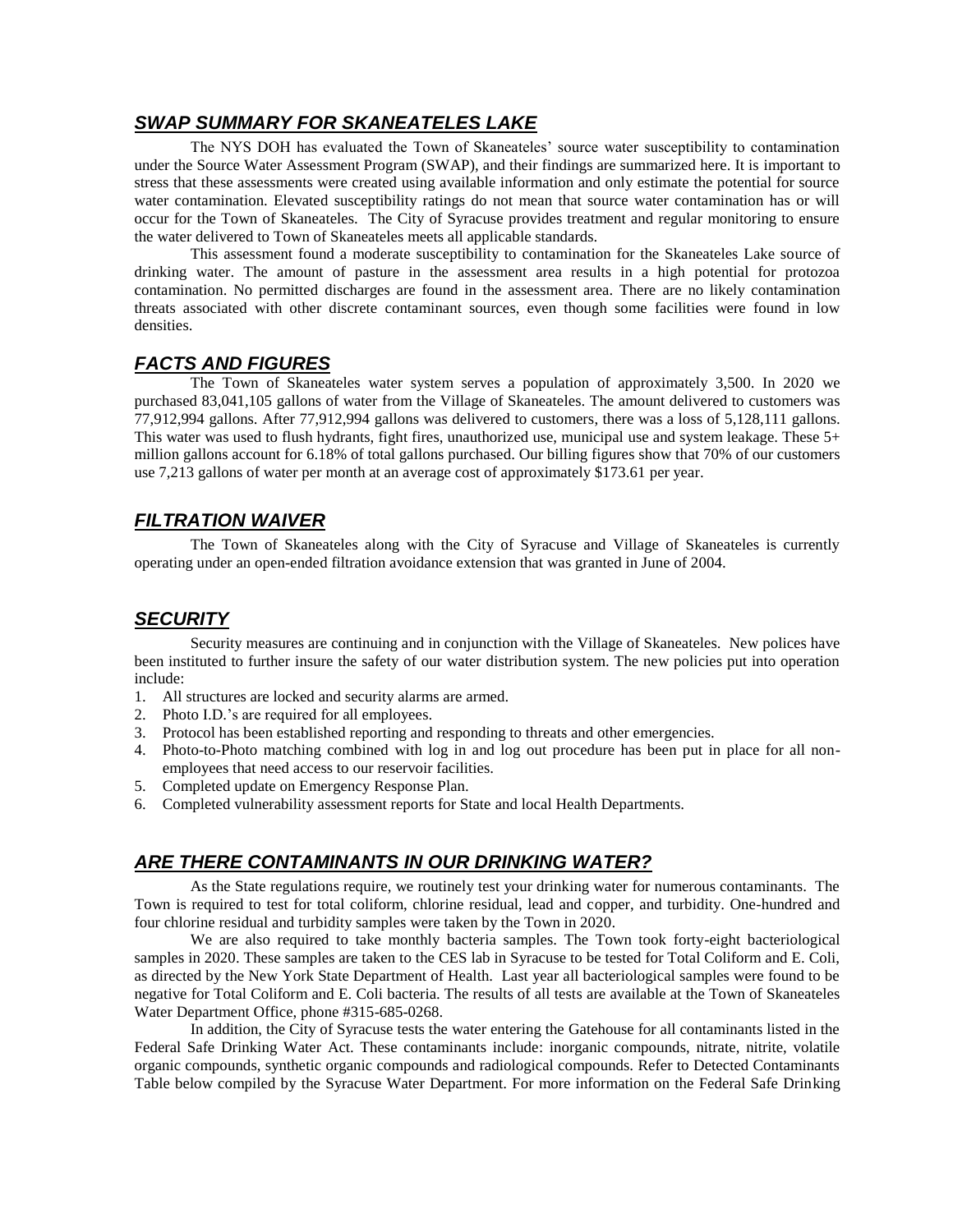## *SWAP SUMMARY FOR SKANEATELES LAKE*

The NYS DOH has evaluated the Town of Skaneateles' source water susceptibility to contamination under the Source Water Assessment Program (SWAP), and their findings are summarized here. It is important to stress that these assessments were created using available information and only estimate the potential for source water contamination. Elevated susceptibility ratings do not mean that source water contamination has or will occur for the Town of Skaneateles. The City of Syracuse provides treatment and regular monitoring to ensure the water delivered to Town of Skaneateles meets all applicable standards.

This assessment found a moderate susceptibility to contamination for the Skaneateles Lake source of drinking water. The amount of pasture in the assessment area results in a high potential for protozoa contamination. No permitted discharges are found in the assessment area. There are no likely contamination threats associated with other discrete contaminant sources, even though some facilities were found in low densities.

## *FACTS AND FIGURES*

The Town of Skaneateles water system serves a population of approximately 3,500. In 2020 we purchased 83,041,105 gallons of water from the Village of Skaneateles. The amount delivered to customers was 77,912,994 gallons. After 77,912,994 gallons was delivered to customers, there was a loss of 5,128,111 gallons. This water was used to flush hydrants, fight fires, unauthorized use, municipal use and system leakage. These 5+ million gallons account for 6.18% of total gallons purchased. Our billing figures show that 70% of our customers use 7,213 gallons of water per month at an average cost of approximately $173.61 per year.

## *FILTRATION WAIVER*

The Town of Skaneateles along with the City of Syracuse and Village of Skaneateles is currently operating under an open-ended filtration avoidance extension that was granted in June of 2004.

## *SECURITY*

Security measures are continuing and in conjunction with the Village of Skaneateles. New polices have been instituted to further insure the safety of our water distribution system. The new policies put into operation include:

1. All structures are locked and security alarms are armed.
2. Photo I.D.'s are required for all employees.
3. Protocol has been established reporting and responding to threats and other emergencies.
4. Photo-to-Photo matching combined with log in and log out procedure has been put in place for all non-employees that need access to our reservoir facilities.
5. Completed update on Emergency Response Plan.
6. Completed vulnerability assessment reports for State and local Health Departments.

## *ARE THERE CONTAMINANTS IN OUR DRINKING WATER?*

As the State regulations require, we routinely test your drinking water for numerous contaminants. The Town is required to test for total coliform, chlorine residual, lead and copper, and turbidity. One-hundred and four chlorine residual and turbidity samples were taken by the Town in 2020.

We are also required to take monthly bacteria samples. The Town took forty-eight bacteriological samples in 2020. These samples are taken to the CES lab in Syracuse to be tested for Total Coliform and E. Coli, as directed by the New York State Department of Health. Last year all bacteriological samples were found to be negative for Total Coliform and E. Coli bacteria. The results of all tests are available at the Town of Skaneateles Water Department Office, phone #315-685-0268.

In addition, the City of Syracuse tests the water entering the Gatehouse for all contaminants listed in the Federal Safe Drinking Water Act. These contaminants include: inorganic compounds, nitrate, nitrite, volatile organic compounds, synthetic organic compounds and radiological compounds. Refer to Detected Contaminants Table below compiled by the Syracuse Water Department. For more information on the Federal Safe Drinking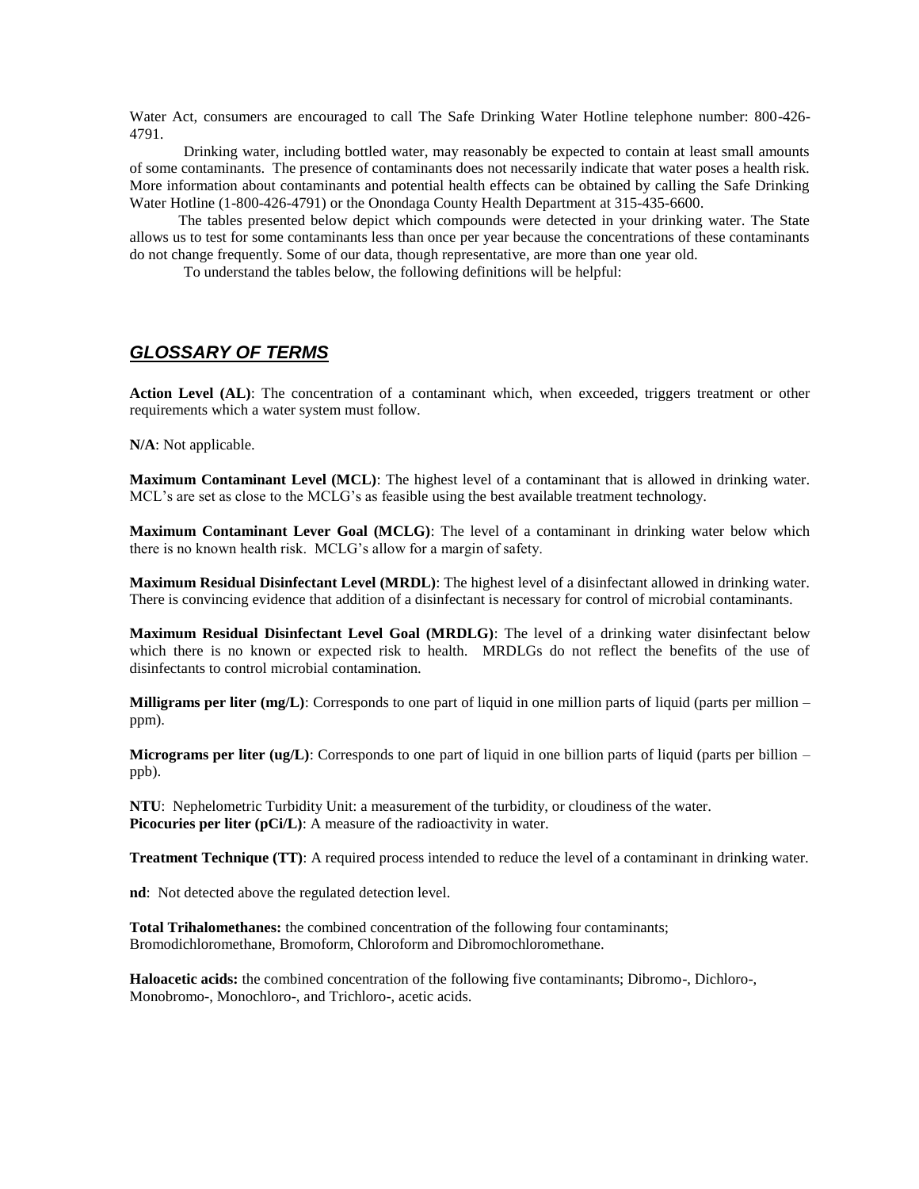Water Act, consumers are encouraged to call The Safe Drinking Water Hotline telephone number: 800-426-4791.

Drinking water, including bottled water, may reasonably be expected to contain at least small amounts of some contaminants. The presence of contaminants does not necessarily indicate that water poses a health risk. More information about contaminants and potential health effects can be obtained by calling the Safe Drinking Water Hotline (1-800-426-4791) or the Onondaga County Health Department at 315-435-6600.

The tables presented below depict which compounds were detected in your drinking water. The State allows us to test for some contaminants less than once per year because the concentrations of these contaminants do not change frequently. Some of our data, though representative, are more than one year old.

To understand the tables below, the following definitions will be helpful:

## ***GLOSSARY OF TERMS***

**Action Level (AL)**: The concentration of a contaminant which, when exceeded, triggers treatment or other requirements which a water system must follow.

**N/A**: Not applicable.

**Maximum Contaminant Level (MCL)**: The highest level of a contaminant that is allowed in drinking water. MCL's are set as close to the MCLG's as feasible using the best available treatment technology.

**Maximum Contaminant Lever Goal (MCLG)**: The level of a contaminant in drinking water below which there is no known health risk. MCLG's allow for a margin of safety.

**Maximum Residual Disinfectant Level (MRDL)**: The highest level of a disinfectant allowed in drinking water. There is convincing evidence that addition of a disinfectant is necessary for control of microbial contaminants.

**Maximum Residual Disinfectant Level Goal (MRDLG)**: The level of a drinking water disinfectant below which there is no known or expected risk to health. MRDLGs do not reflect the benefits of the use of disinfectants to control microbial contamination.

**Milligrams per liter (mg/L)**: Corresponds to one part of liquid in one million parts of liquid (parts per million – ppm).

**Micrograms per liter (ug/L)**: Corresponds to one part of liquid in one billion parts of liquid (parts per billion – ppb).

**NTU**: Nephelometric Turbidity Unit: a measurement of the turbidity, or cloudiness of the water.
**Picocuries per liter (pCi/L)**: A measure of the radioactivity in water.

**Treatment Technique (TT)**: A required process intended to reduce the level of a contaminant in drinking water.

**nd**: Not detected above the regulated detection level.

**Total Trihalomethanes:** the combined concentration of the following four contaminants; Bromodichloromethane, Bromoform, Chloroform and Dibromochloromethane.

**Haloacetic acids:** the combined concentration of the following five contaminants; Dibromo-, Dichloro-, Monobromo-, Monochloro-, and Trichloro-, acetic acids.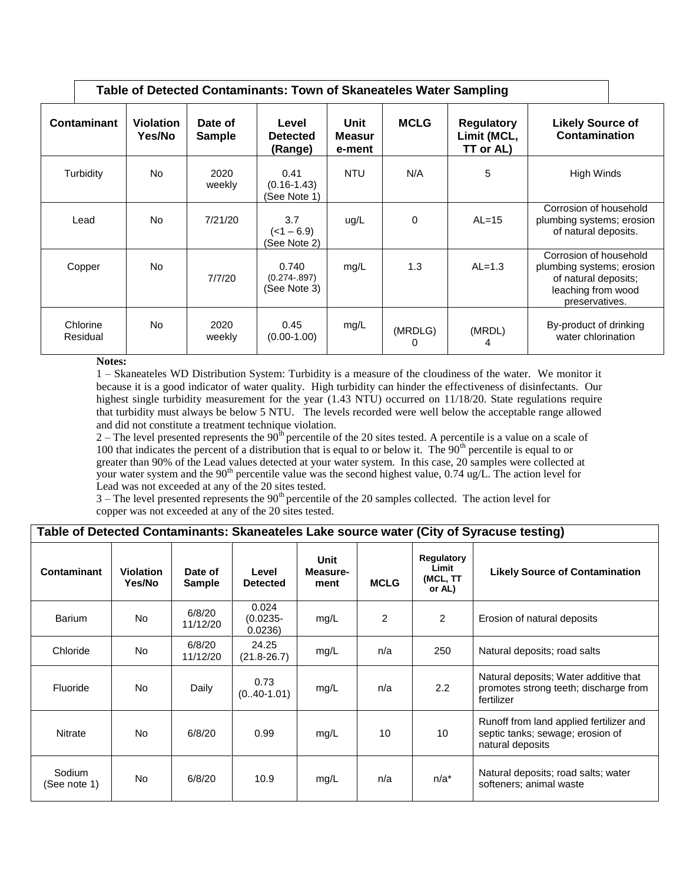**Table of Detected Contaminants: Town of Skaneateles Water Sampling**

| Contaminant | Violation Yes/No | Date of Sample | Level Detected (Range) | Unit Measurement | MCLG | Regulatory Limit (MCL, TT or AL) | Likely Source of Contamination |
|---|---|---|---|---|---|---|---|
| Turbidity | No | 2020 weekly | 0.41 (0.16-1.43) (See Note 1) | NTU | N/A | 5 | High Winds |
| Lead | No | 7/21/20 | 3.7 (<1 – 6.9) (See Note 2) | ug/L | 0 | AL=15 | Corrosion of household plumbing systems; erosion of natural deposits. |
| Copper | No | 7/7/20 | 0.740 (0.274-.897) (See Note 3) | mg/L | 1.3 | AL=1.3 | Corrosion of household plumbing systems; erosion of natural deposits; leaching from wood preservatives. |
| Chlorine Residual | No | 2020 weekly | 0.45 (0.00-1.00) | mg/L | (MRDLG) 0 | (MRDL) 4 | By-product of drinking water chlorination |

**Notes:**

1 – Skaneateles WD Distribution System: Turbidity is a measure of the cloudiness of the water. We monitor it because it is a good indicator of water quality. High turbidity can hinder the effectiveness of disinfectants. Our highest single turbidity measurement for the year (1.43 NTU) occurred on 11/18/20. State regulations require that turbidity must always be below 5 NTU. The levels recorded were well below the acceptable range allowed and did not constitute a treatment technique violation.

2 – The level presented represents the 90th percentile of the 20 sites tested. A percentile is a value on a scale of 100 that indicates the percent of a distribution that is equal to or below it. The 90th percentile is equal to or greater than 90% of the Lead values detected at your water system. In this case, 20 samples were collected at your water system and the 90th percentile value was the second highest value, 0.74 ug/L. The action level for Lead was not exceeded at any of the 20 sites tested.

3 – The level presented represents the 90th percentile of the 20 samples collected. The action level for copper was not exceeded at any of the 20 sites tested.

**Table of Detected Contaminants: Skaneateles Lake source water (City of Syracuse testing)**

| Contaminant | Violation Yes/No | Date of Sample | Level Detected | Unit Measurement | MCLG | Regulatory Limit (MCL, TT or AL) | Likely Source of Contamination |
|---|---|---|---|---|---|---|---|
| Barium | No | 6/8/20 11/12/20 | 0.024 (0.0235-0.0236) | mg/L | 2 | 2 | Erosion of natural deposits |
| Chloride | No | 6/8/20 11/12/20 | 24.25 (21.8-26.7) | mg/L | n/a | 250 | Natural deposits; road salts |
| Fluoride | No | Daily | 0.73 (0..40-1.01) | mg/L | n/a | 2.2 | Natural deposits; Water additive that promotes strong teeth; discharge from fertilizer |
| Nitrate | No | 6/8/20 | 0.99 | mg/L | 10 | 10 | Runoff from land applied fertilizer and septic tanks; sewage; erosion of natural deposits |
| Sodium (See note 1) | No | 6/8/20 | 10.9 | mg/L | n/a | n/a* | Natural deposits; road salts; water softeners; animal waste |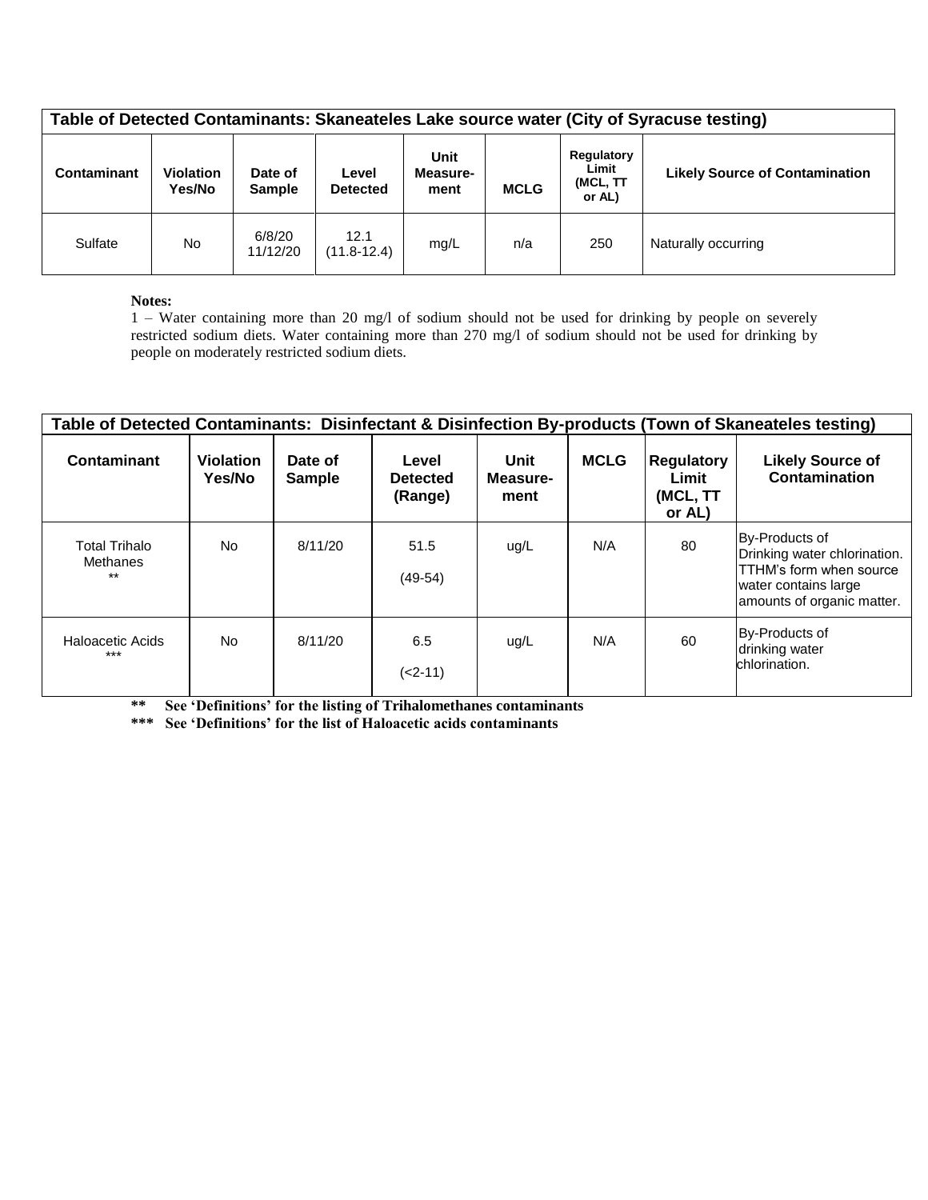| Table of Detected Contaminants: Skaneateles Lake source water (City of Syracuse testing) | | | | | | | |
|---|---|---|---|---|---|---|---|
| **Contaminant** | **Violation Yes/No** | **Date of Sample** | **Level Detected** | **Unit Measure-ment** | **MCLG** | **Regulatory Limit (MCL, TT or AL)** | **Likely Source of Contamination** |
| Sulfate | No | 6/8/20 11/12/20 | 12.1 (11.8-12.4) | mg/L | n/a | 250 | Naturally occurring |

**Notes:**

1 – Water containing more than 20 mg/l of sodium should not be used for drinking by people on severely restricted sodium diets. Water containing more than 270 mg/l of sodium should not be used for drinking by people on moderately restricted sodium diets.

| Table of Detected Contaminants: Disinfectant & Disinfection By-products (Town of Skaneateles testing) | | | | | | | |
|---|---|---|---|---|---|---|---|
| **Contaminant** | **Violation Yes/No** | **Date of Sample** | **Level Detected (Range)** | **Unit Measure-ment** | **MCLG** | **Regulatory Limit (MCL, TT or AL)** | **Likely Source of Contamination** |
| Total Trihalo Methanes ** | No | 8/11/20 | 51.5 (49-54) | ug/L | N/A | 80 | By-Products of Drinking water chlorination. TTHM's form when source water contains large amounts of organic matter. |
| Haloacetic Acids *** | No | 8/11/20 | 6.5 (<2-11) | ug/L | N/A | 60 | By-Products of drinking water chlorination. |

**\*\* See 'Definitions' for the listing of Trihalomethanes contaminants**

**\*\*\* See 'Definitions' for the list of Haloacetic acids contaminants**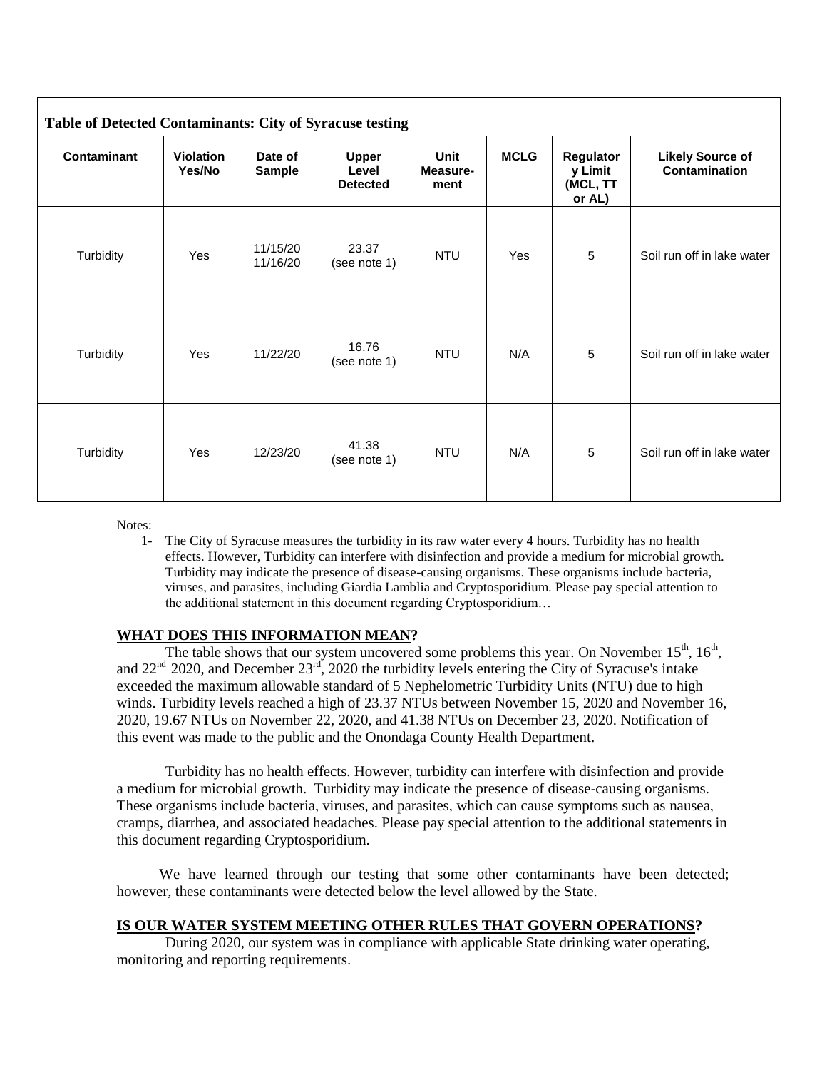| Table of Detected Contaminants: City of Syracuse testing | | | | | | | |
|---|---|---|---|---|---|---|---|
| **Contaminant** | **Violation Yes/No** | **Date of Sample** | **Upper Level Detected** | **Unit Measure-ment** | **MCLG** | **Regulatory Limit (MCL, TT or AL)** | **Likely Source of Contamination** |
| Turbidity | Yes | 11/15/20 11/16/20 | 23.37 (see note 1) | NTU | Yes | 5 | Soil run off in lake water |
| Turbidity | Yes | 11/22/20 | 16.76 (see note 1) | NTU | N/A | 5 | Soil run off in lake water |
| Turbidity | Yes | 12/23/20 | 41.38 (see note 1) | NTU | N/A | 5 | Soil run off in lake water |

Notes:

1- The City of Syracuse measures the turbidity in its raw water every 4 hours. Turbidity has no health effects. However, Turbidity can interfere with disinfection and provide a medium for microbial growth. Turbidity may indicate the presence of disease-causing organisms. These organisms include bacteria, viruses, and parasites, including Giardia Lamblia and Cryptosporidium. Please pay special attention to the additional statement in this document regarding Cryptosporidium…

## WHAT DOES THIS INFORMATION MEAN?

The table shows that our system uncovered some problems this year. On November 15th, 16th, and 22nd 2020, and December 23rd, 2020 the turbidity levels entering the City of Syracuse's intake exceeded the maximum allowable standard of 5 Nephelometric Turbidity Units (NTU) due to high winds. Turbidity levels reached a high of 23.37 NTUs between November 15, 2020 and November 16, 2020, 19.67 NTUs on November 22, 2020, and 41.38 NTUs on December 23, 2020. Notification of this event was made to the public and the Onondaga County Health Department.

Turbidity has no health effects. However, turbidity can interfere with disinfection and provide a medium for microbial growth. Turbidity may indicate the presence of disease-causing organisms. These organisms include bacteria, viruses, and parasites, which can cause symptoms such as nausea, cramps, diarrhea, and associated headaches. Please pay special attention to the additional statements in this document regarding Cryptosporidium.

We have learned through our testing that some other contaminants have been detected; however, these contaminants were detected below the level allowed by the State.

## IS OUR WATER SYSTEM MEETING OTHER RULES THAT GOVERN OPERATIONS?

During 2020, our system was in compliance with applicable State drinking water operating, monitoring and reporting requirements.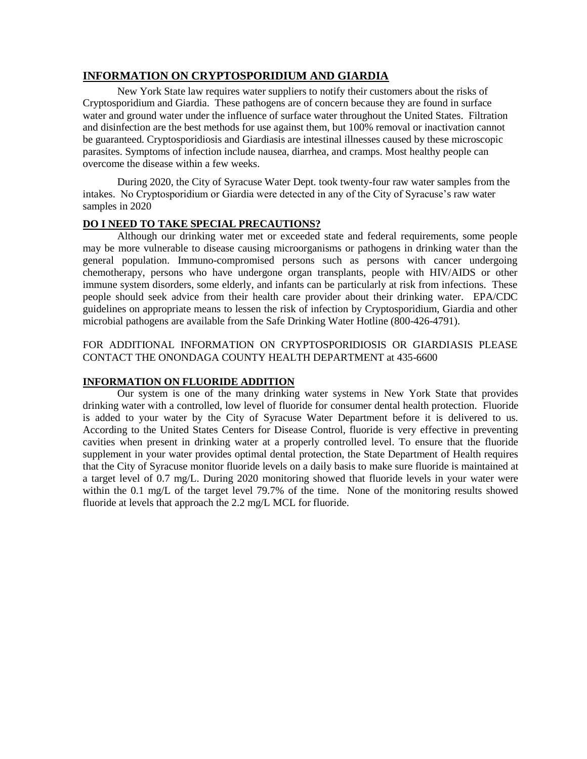## INFORMATION ON CRYPTOSPORIDIUM AND GIARDIA

New York State law requires water suppliers to notify their customers about the risks of Cryptosporidium and Giardia. These pathogens are of concern because they are found in surface water and ground water under the influence of surface water throughout the United States. Filtration and disinfection are the best methods for use against them, but 100% removal or inactivation cannot be guaranteed. Cryptosporidiosis and Giardiasis are intestinal illnesses caused by these microscopic parasites. Symptoms of infection include nausea, diarrhea, and cramps. Most healthy people can overcome the disease within a few weeks.

During 2020, the City of Syracuse Water Dept. took twenty-four raw water samples from the intakes. No Cryptosporidium or Giardia were detected in any of the City of Syracuse's raw water samples in 2020

## DO I NEED TO TAKE SPECIAL PRECAUTIONS?

Although our drinking water met or exceeded state and federal requirements, some people may be more vulnerable to disease causing microorganisms or pathogens in drinking water than the general population. Immuno-compromised persons such as persons with cancer undergoing chemotherapy, persons who have undergone organ transplants, people with HIV/AIDS or other immune system disorders, some elderly, and infants can be particularly at risk from infections. These people should seek advice from their health care provider about their drinking water. EPA/CDC guidelines on appropriate means to lessen the risk of infection by Cryptosporidium, Giardia and other microbial pathogens are available from the Safe Drinking Water Hotline (800-426-4791).

FOR ADDITIONAL INFORMATION ON CRYPTOSPORIDIOSIS OR GIARDIASIS PLEASE CONTACT THE ONONDAGA COUNTY HEALTH DEPARTMENT at 435-6600

## INFORMATION ON FLUORIDE ADDITION

Our system is one of the many drinking water systems in New York State that provides drinking water with a controlled, low level of fluoride for consumer dental health protection. Fluoride is added to your water by the City of Syracuse Water Department before it is delivered to us. According to the United States Centers for Disease Control, fluoride is very effective in preventing cavities when present in drinking water at a properly controlled level. To ensure that the fluoride supplement in your water provides optimal dental protection, the State Department of Health requires that the City of Syracuse monitor fluoride levels on a daily basis to make sure fluoride is maintained at a target level of 0.7 mg/L. During 2020 monitoring showed that fluoride levels in your water were within the 0.1 mg/L of the target level 79.7% of the time. None of the monitoring results showed fluoride at levels that approach the 2.2 mg/L MCL for fluoride.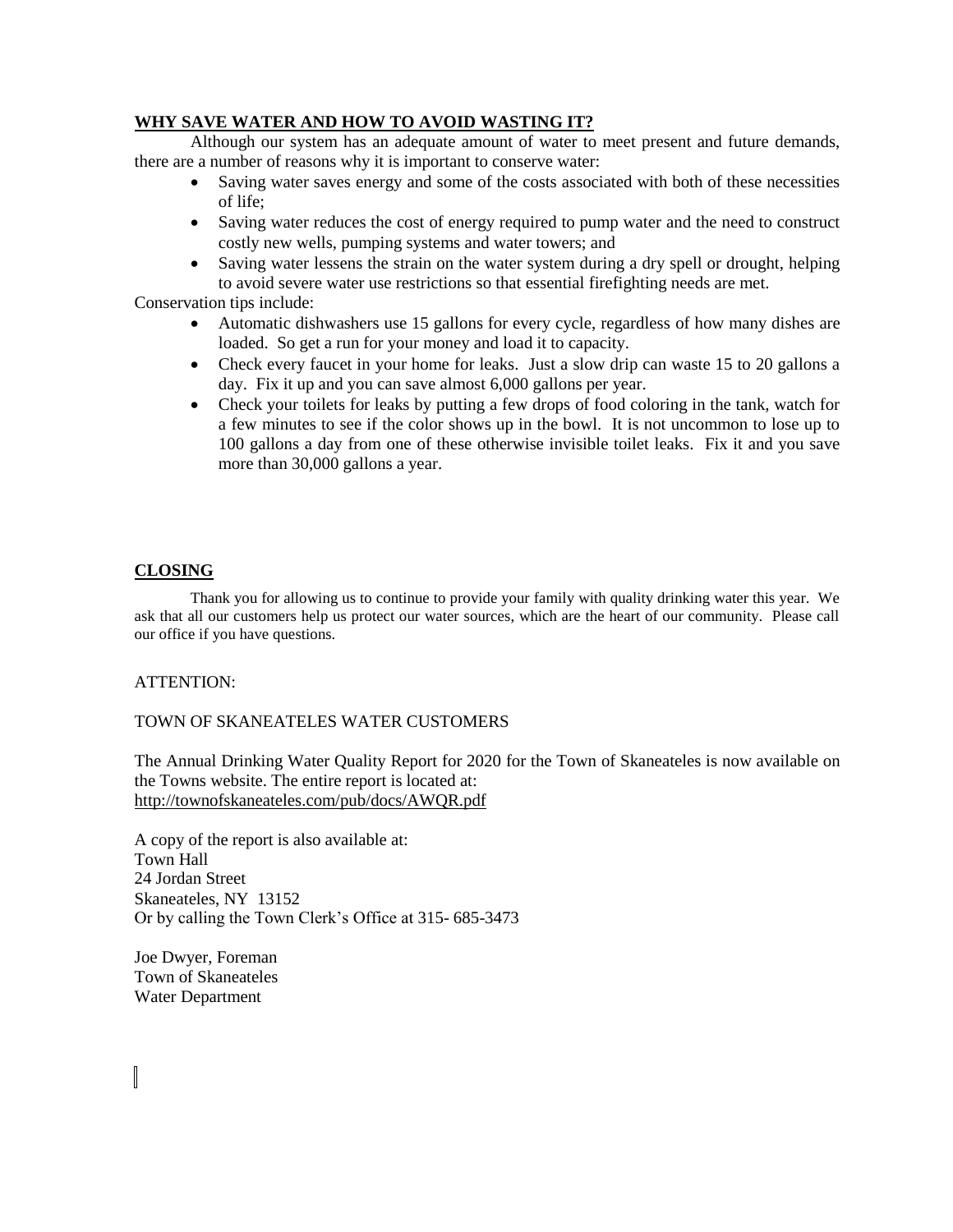## WHY SAVE WATER AND HOW TO AVOID WASTING IT?

Although our system has an adequate amount of water to meet present and future demands, there are a number of reasons why it is important to conserve water:

- Saving water saves energy and some of the costs associated with both of these necessities of life;
- Saving water reduces the cost of energy required to pump water and the need to construct costly new wells, pumping systems and water towers; and
- Saving water lessens the strain on the water system during a dry spell or drought, helping to avoid severe water use restrictions so that essential firefighting needs are met.

Conservation tips include:

- Automatic dishwashers use 15 gallons for every cycle, regardless of how many dishes are loaded. So get a run for your money and load it to capacity.
- Check every faucet in your home for leaks. Just a slow drip can waste 15 to 20 gallons a day. Fix it up and you can save almost 6,000 gallons per year.
- Check your toilets for leaks by putting a few drops of food coloring in the tank, watch for a few minutes to see if the color shows up in the bowl. It is not uncommon to lose up to 100 gallons a day from one of these otherwise invisible toilet leaks. Fix it and you save more than 30,000 gallons a year.

## CLOSING

Thank you for allowing us to continue to provide your family with quality drinking water this year. We ask that all our customers help us protect our water sources, which are the heart of our community. Please call our office if you have questions.

ATTENTION:

TOWN OF SKANEATELES WATER CUSTOMERS

The Annual Drinking Water Quality Report for 2020 for the Town of Skaneateles is now available on the Towns website. The entire report is located at:
http://townofskaneateles.com/pub/docs/AWQR.pdf

A copy of the report is also available at:
Town Hall
24 Jordan Street
Skaneateles, NY 13152
Or by calling the Town Clerk's Office at 315- 685-3473

Joe Dwyer, Foreman
Town of Skaneateles
Water Department